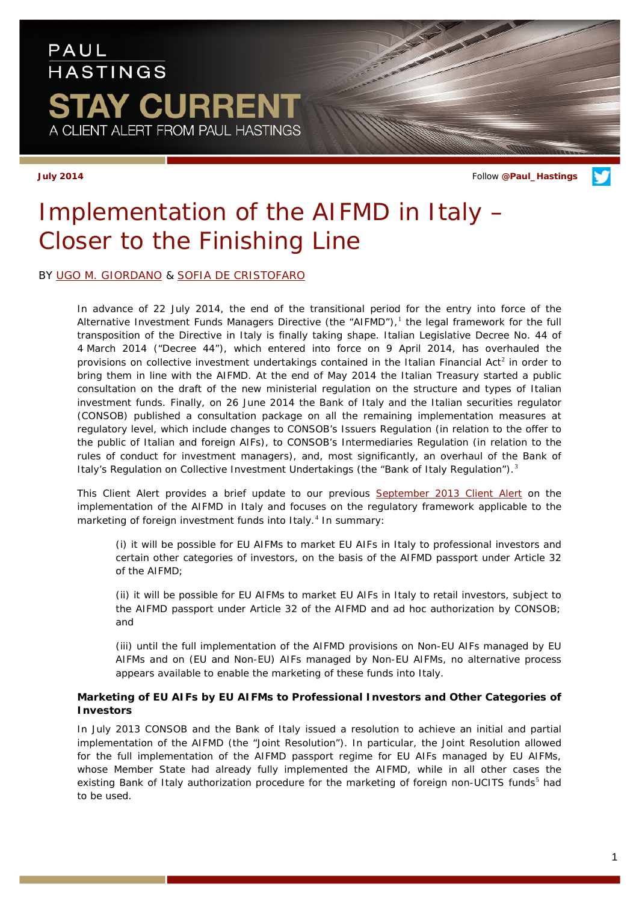PAUL HASTINGS

STAY CURRENT

A CLIENT ALERT FROM PAUL HASTINGS

July 2014

Follow @Paul_Hastings

# Implementation of the AIFMD in Italy – Closer to the Finishing Line

BY UGO M. GIORDANO & SOFIA DE CRISTOFARO

In advance of 22 July 2014, the end of the transitional period for the entry into force of the Alternative Investment Funds Managers Directive (the "AIFMD"),[1] the legal framework for the full transposition of the Directive in Italy is finally taking shape. Italian Legislative Decree No. 44 of 4 March 2014 ("Decree 44"), which entered into force on 9 April 2014, has overhauled the provisions on collective investment undertakings contained in the Italian Financial Act[2] in order to bring them in line with the AIFMD. At the end of May 2014 the Italian Treasury started a public consultation on the draft of the new ministerial regulation on the structure and types of Italian investment funds. Finally, on 26 June 2014 the Bank of Italy and the Italian securities regulator (CONSOB) published a consultation package on all the remaining implementation measures at regulatory level, which include changes to CONSOB's Issuers Regulation (in relation to the offer to the public of Italian and foreign AIFs), to CONSOB's Intermediaries Regulation (in relation to the rules of conduct for investment managers), and, most significantly, an overhaul of the Bank of Italy's Regulation on Collective Investment Undertakings (the "Bank of Italy Regulation").[3]

This Client Alert provides a brief update to our previous September 2013 Client Alert on the implementation of the AIFMD in Italy and focuses on the regulatory framework applicable to the marketing of foreign investment funds into Italy.[4] In summary:

(i) it will be possible for EU AIFMs to market EU AIFs in Italy to professional investors and certain other categories of investors, on the basis of the AIFMD passport under Article 32 of the AIFMD;

(ii) it will be possible for EU AIFMs to market EU AIFs in Italy to retail investors, subject to the AIFMD passport under Article 32 of the AIFMD and ad hoc authorization by CONSOB; and

(iii) until the full implementation of the AIFMD provisions on Non-EU AIFs managed by EU AIFMs and on (EU and Non-EU) AIFs managed by Non-EU AIFMs, no alternative process appears available to enable the marketing of these funds into Italy.

**Marketing of EU AIFs by EU AIFMs to Professional Investors and Other Categories of Investors**

In July 2013 CONSOB and the Bank of Italy issued a resolution to achieve an initial and partial implementation of the AIFMD (the "Joint Resolution"). In particular, the Joint Resolution allowed for the full implementation of the AIFMD passport regime for EU AIFs managed by EU AIFMs, whose Member State had already fully implemented the AIFMD, while in all other cases the existing Bank of Italy authorization procedure for the marketing of foreign non-UCITS funds[5] had to be used.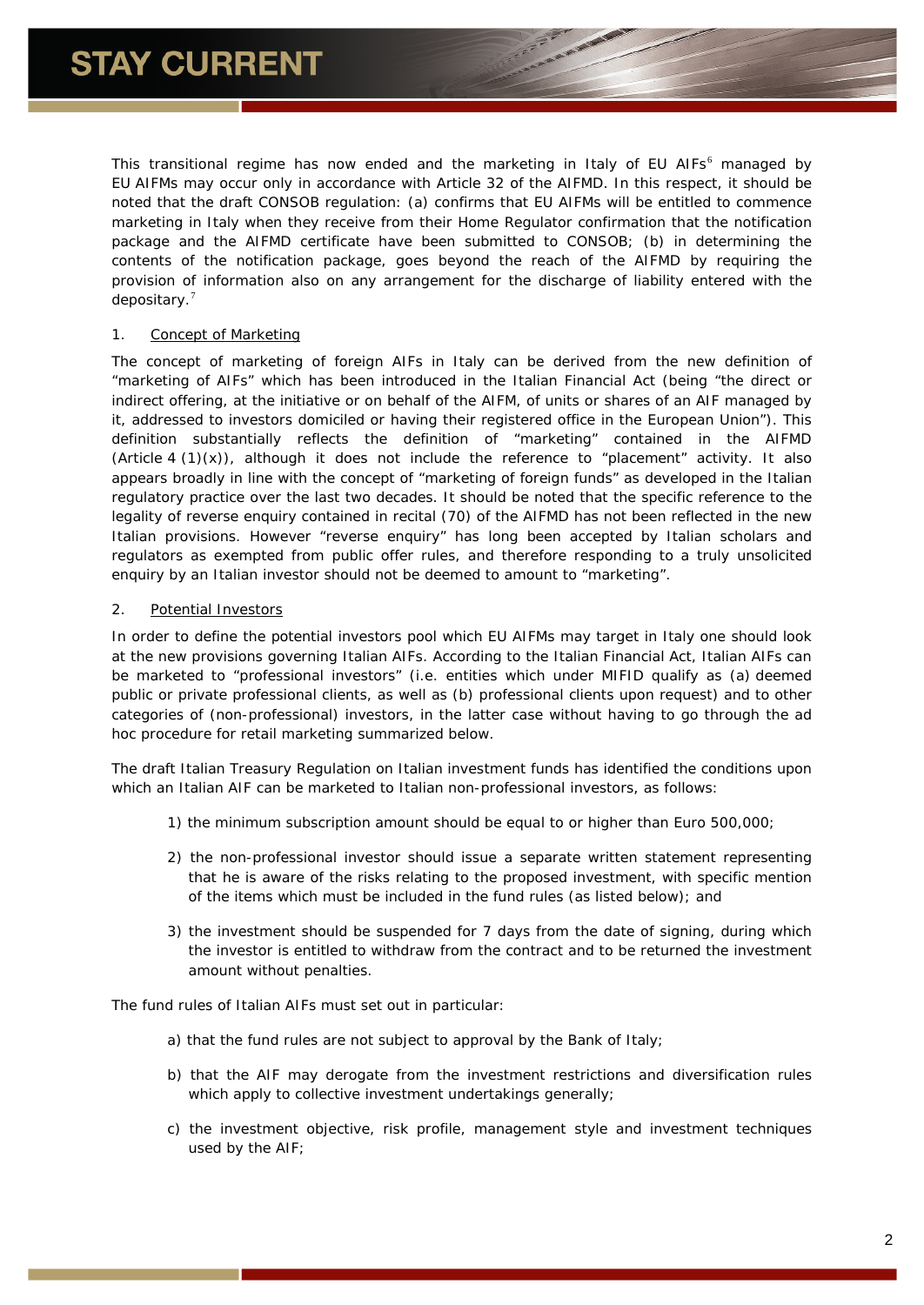This transitional regime has now ended and the marketing in Italy of EU AIFs[6] managed by EU AIFMs may occur only in accordance with Article 32 of the AIFMD. In this respect, it should be noted that the draft CONSOB regulation: (a) confirms that EU AIFMs will be entitled to commence marketing in Italy when they receive from their Home Regulator confirmation that the notification package and the AIFMD certificate have been submitted to CONSOB; (b) in determining the contents of the notification package, goes beyond the reach of the AIFMD by requiring the provision of information also on any arrangement for the discharge of liability entered with the depositary.[7]

1. Concept of Marketing

The concept of marketing of foreign AIFs in Italy can be derived from the new definition of "marketing of AIFs" which has been introduced in the Italian Financial Act (being "the direct or indirect offering, at the initiative or on behalf of the AIFM, of units or shares of an AIF managed by it, addressed to investors domiciled or having their registered office in the European Union"). This definition substantially reflects the definition of "marketing" contained in the AIFMD (Article 4 (1)(x)), although it does not include the reference to "placement" activity. It also appears broadly in line with the concept of "marketing of foreign funds" as developed in the Italian regulatory practice over the last two decades. It should be noted that the specific reference to the legality of reverse enquiry contained in recital (70) of the AIFMD has not been reflected in the new Italian provisions. However "reverse enquiry" has long been accepted by Italian scholars and regulators as exempted from public offer rules, and therefore responding to a truly unsolicited enquiry by an Italian investor should not be deemed to amount to "marketing".

2. Potential Investors

In order to define the potential investors pool which EU AIFMs may target in Italy one should look at the new provisions governing Italian AIFs. According to the Italian Financial Act, Italian AIFs can be marketed to "professional investors" (i.e. entities which under MIFID qualify as (a) deemed public or private professional clients, as well as (b) professional clients upon request) and to other categories of (non-professional) investors, in the latter case without having to go through the ad hoc procedure for retail marketing summarized below.

The draft Italian Treasury Regulation on Italian investment funds has identified the conditions upon which an Italian AIF can be marketed to Italian non-professional investors, as follows:

1) the minimum subscription amount should be equal to or higher than Euro 500,000;

2) the non-professional investor should issue a separate written statement representing that he is aware of the risks relating to the proposed investment, with specific mention of the items which must be included in the fund rules (as listed below); and

3) the investment should be suspended for 7 days from the date of signing, during which the investor is entitled to withdraw from the contract and to be returned the investment amount without penalties.

The fund rules of Italian AIFs must set out in particular:

a) that the fund rules are not subject to approval by the Bank of Italy;

b) that the AIF may derogate from the investment restrictions and diversification rules which apply to collective investment undertakings generally;

c) the investment objective, risk profile, management style and investment techniques used by the AIF;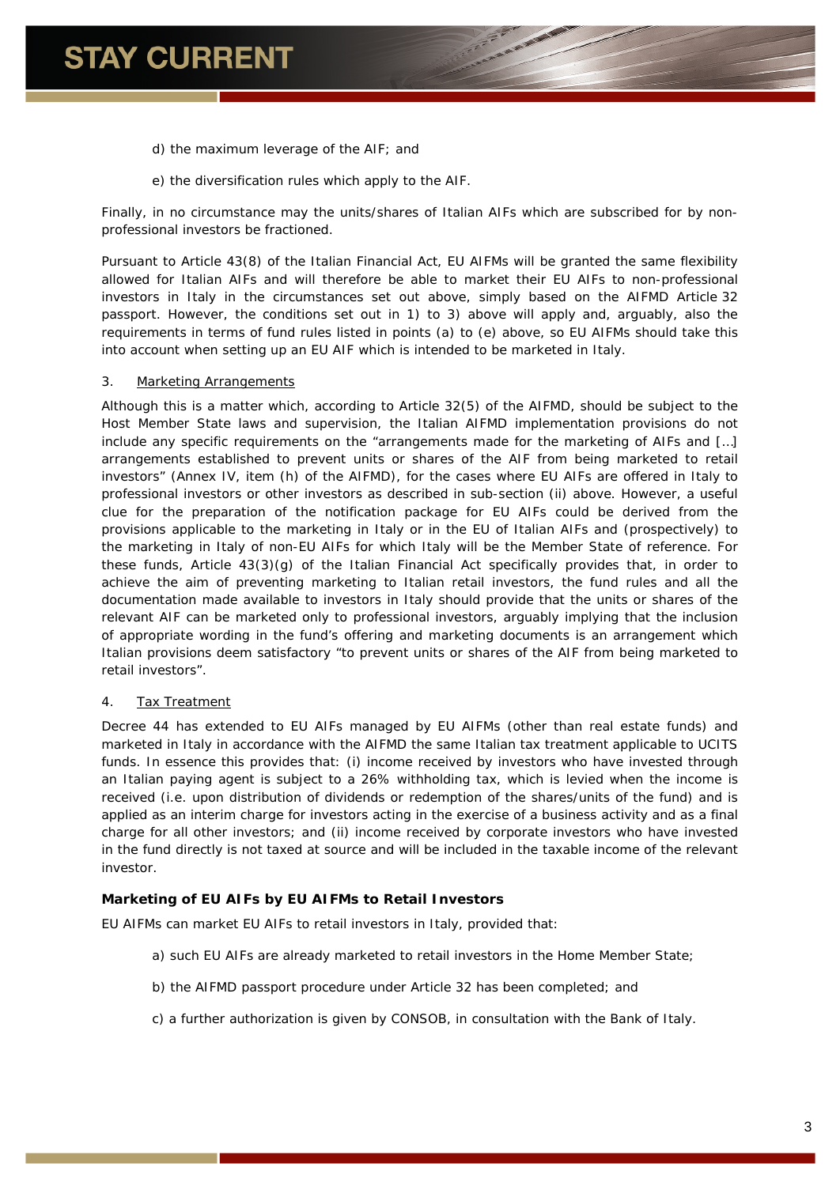d) the maximum leverage of the AIF; and

e) the diversification rules which apply to the AIF.

Finally, in no circumstance may the units/shares of Italian AIFs which are subscribed for by non-professional investors be fractioned.

Pursuant to Article 43(8) of the Italian Financial Act, EU AIFMs will be granted the same flexibility allowed for Italian AIFs and will therefore be able to market their EU AIFs to non-professional investors in Italy in the circumstances set out above, simply based on the AIFMD Article 32 passport. However, the conditions set out in 1) to 3) above will apply and, arguably, also the requirements in terms of fund rules listed in points (a) to (e) above, so EU AIFMs should take this into account when setting up an EU AIF which is intended to be marketed in Italy.

3. <u>Marketing Arrangements</u>

Although this is a matter which, according to Article 32(5) of the AIFMD, should be subject to the Host Member State laws and supervision, the Italian AIFMD implementation provisions do not include any specific requirements on the "arrangements made for the marketing of AIFs and […] arrangements established to prevent units or shares of the AIF from being marketed to retail investors" (Annex IV, item (h) of the AIFMD), for the cases where EU AIFs are offered in Italy to professional investors or other investors as described in sub-section (ii) above. However, a useful clue for the preparation of the notification package for EU AIFs could be derived from the provisions applicable to the marketing in Italy or in the EU of Italian AIFs and (prospectively) to the marketing in Italy of non-EU AIFs for which Italy will be the Member State of reference. For these funds, Article 43(3)(g) of the Italian Financial Act specifically provides that, in order to achieve the aim of preventing marketing to Italian retail investors, the fund rules and all the documentation made available to investors in Italy should provide that the units or shares of the relevant AIF can be marketed only to professional investors, arguably implying that the inclusion of appropriate wording in the fund's offering and marketing documents is an arrangement which Italian provisions deem satisfactory "to prevent units or shares of the AIF from being marketed to retail investors".

4. <u>Tax Treatment</u>

Decree 44 has extended to EU AIFs managed by EU AIFMs (other than real estate funds) and marketed in Italy in accordance with the AIFMD the same Italian tax treatment applicable to UCITS funds. In essence this provides that: (i) income received by investors who have invested through an Italian paying agent is subject to a 26% withholding tax, which is levied when the income is received (i.e. upon distribution of dividends or redemption of the shares/units of the fund) and is applied as an interim charge for investors acting in the exercise of a business activity and as a final charge for all other investors; and (ii) income received by corporate investors who have invested in the fund directly is not taxed at source and will be included in the taxable income of the relevant investor.

### Marketing of EU AIFs by EU AIFMs to Retail Investors

EU AIFMs can market EU AIFs to retail investors in Italy, provided that:

a) such EU AIFs are already marketed to retail investors in the Home Member State;

b) the AIFMD passport procedure under Article 32 has been completed; and

c) a further authorization is given by CONSOB, in consultation with the Bank of Italy.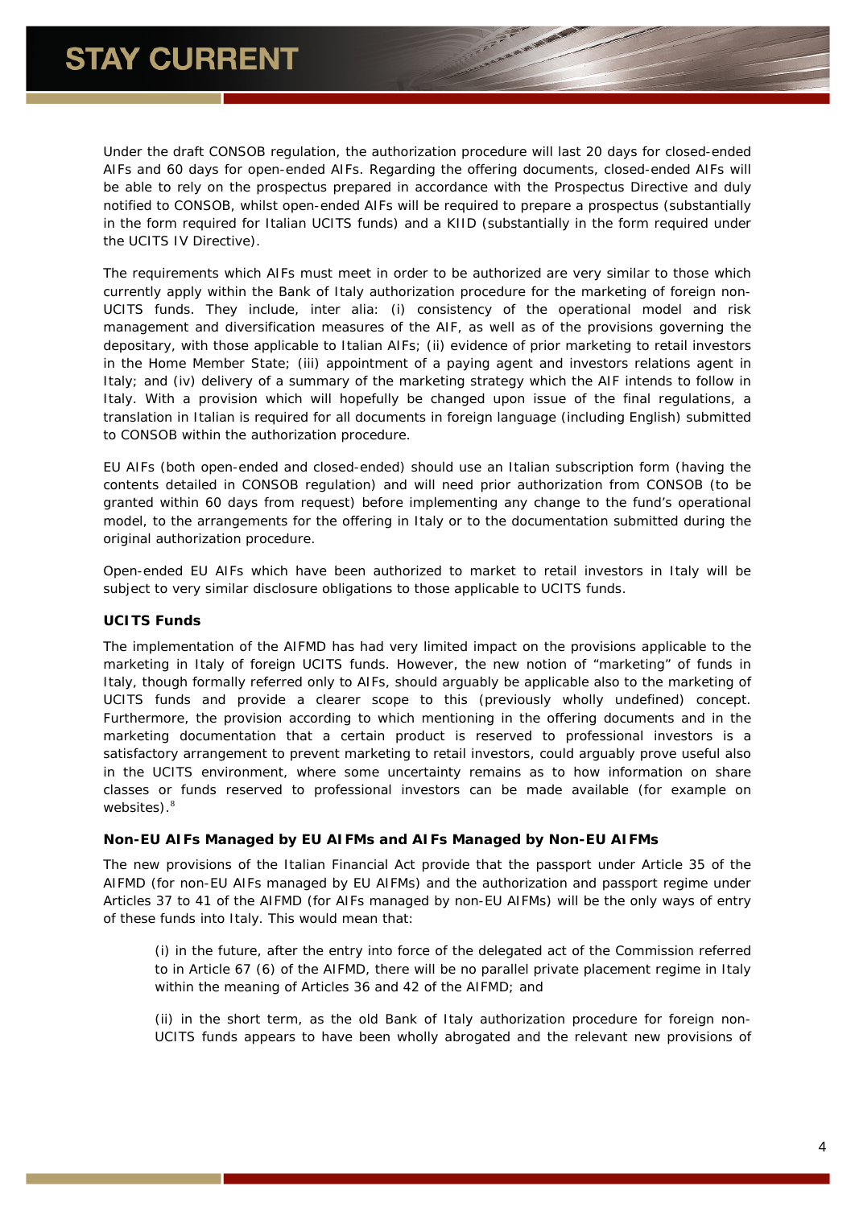Under the draft CONSOB regulation, the authorization procedure will last 20 days for closed-ended AIFs and 60 days for open-ended AIFs. Regarding the offering documents, closed-ended AIFs will be able to rely on the prospectus prepared in accordance with the Prospectus Directive and duly notified to CONSOB, whilst open-ended AIFs will be required to prepare a prospectus (substantially in the form required for Italian UCITS funds) and a KIID (substantially in the form required under the UCITS IV Directive).

The requirements which AIFs must meet in order to be authorized are very similar to those which currently apply within the Bank of Italy authorization procedure for the marketing of foreign non-UCITS funds. They include, inter alia: (i) consistency of the operational model and risk management and diversification measures of the AIF, as well as of the provisions governing the depositary, with those applicable to Italian AIFs; (ii) evidence of prior marketing to retail investors in the Home Member State; (iii) appointment of a paying agent and investors relations agent in Italy; and (iv) delivery of a summary of the marketing strategy which the AIF intends to follow in Italy. With a provision which will hopefully be changed upon issue of the final regulations, a translation in Italian is required for all documents in foreign language (including English) submitted to CONSOB within the authorization procedure.

EU AIFs (both open-ended and closed-ended) should use an Italian subscription form (having the contents detailed in CONSOB regulation) and will need prior authorization from CONSOB (to be granted within 60 days from request) before implementing any change to the fund's operational model, to the arrangements for the offering in Italy or to the documentation submitted during the original authorization procedure.

Open-ended EU AIFs which have been authorized to market to retail investors in Italy will be subject to very similar disclosure obligations to those applicable to UCITS funds.

### UCITS Funds

The implementation of the AIFMD has had very limited impact on the provisions applicable to the marketing in Italy of foreign UCITS funds. However, the new notion of "marketing" of funds in Italy, though formally referred only to AIFs, should arguably be applicable also to the marketing of UCITS funds and provide a clearer scope to this (previously wholly undefined) concept. Furthermore, the provision according to which mentioning in the offering documents and in the marketing documentation that a certain product is reserved to professional investors is a satisfactory arrangement to prevent marketing to retail investors, could arguably prove useful also in the UCITS environment, where some uncertainty remains as to how information on share classes or funds reserved to professional investors can be made available (for example on websites).[8]

### Non-EU AIFs Managed by EU AIFMs and AIFs Managed by Non-EU AIFMs

The new provisions of the Italian Financial Act provide that the passport under Article 35 of the AIFMD (for non-EU AIFs managed by EU AIFMs) and the authorization and passport regime under Articles 37 to 41 of the AIFMD (for AIFs managed by non-EU AIFMs) will be the only ways of entry of these funds into Italy. This would mean that:

(i) in the future, after the entry into force of the delegated act of the Commission referred to in Article 67 (6) of the AIFMD, there will be no parallel private placement regime in Italy within the meaning of Articles 36 and 42 of the AIFMD; and

(ii) in the short term, as the old Bank of Italy authorization procedure for foreign non-UCITS funds appears to have been wholly abrogated and the relevant new provisions of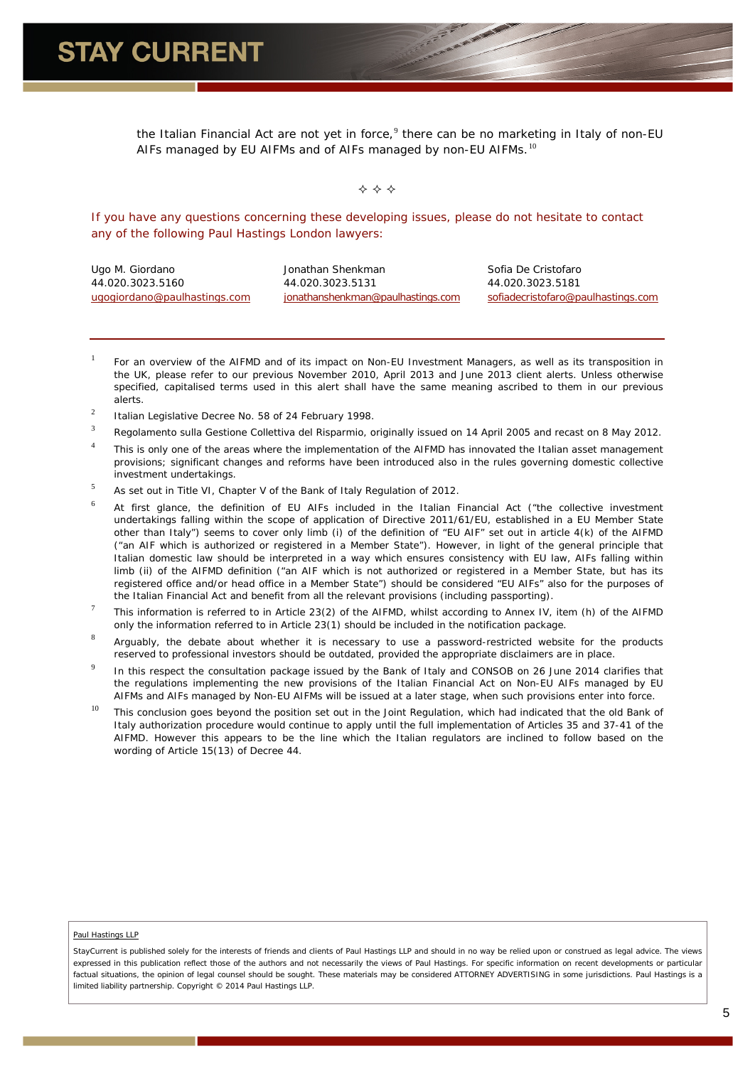the Italian Financial Act are not yet in force,[9] there can be no marketing in Italy of non-EU AIFs managed by EU AIFMs and of AIFs managed by non-EU AIFMs.[10]

✧ ✧ ✧

If you have any questions concerning these developing issues, please do not hesitate to contact any of the following Paul Hastings London lawyers:

| | | |
|---|---|---|
| Ugo M. Giordano<br>44.020.3023.5160<br>ugogiordano@paulhastings.com | Jonathan Shenkman<br>44.020.3023.5131<br>jonathanshenkman@paulhastings.com | Sofia De Cristofaro<br>44.020.3023.5181<br>sofiadecristofaro@paulhastings.com |

---

1. For an overview of the AIFMD and of its impact on Non-EU Investment Managers, as well as its transposition in the UK, please refer to our previous November 2010, April 2013 and June 2013 client alerts. Unless otherwise specified, capitalised terms used in this alert shall have the same meaning ascribed to them in our previous alerts.

2. Italian Legislative Decree No. 58 of 24 February 1998.

3. Regolamento sulla Gestione Collettiva del Risparmio, originally issued on 14 April 2005 and recast on 8 May 2012.

4. This is only one of the areas where the implementation of the AIFMD has innovated the Italian asset management provisions; significant changes and reforms have been introduced also in the rules governing domestic collective investment undertakings.

5. As set out in Title VI, Chapter V of the Bank of Italy Regulation of 2012.

6. At first glance, the definition of EU AIFs included in the Italian Financial Act ("the collective investment undertakings falling within the scope of application of Directive 2011/61/EU, established in a EU Member State other than Italy") seems to cover only limb (i) of the definition of "EU AIF" set out in article 4(k) of the AIFMD ("an AIF which is authorized or registered in a Member State"). However, in light of the general principle that Italian domestic law should be interpreted in a way which ensures consistency with EU law, AIFs falling within limb (ii) of the AIFMD definition ("an AIF which is not authorized or registered in a Member State, but has its registered office and/or head office in a Member State") should be considered "EU AIFs" also for the purposes of the Italian Financial Act and benefit from all the relevant provisions (including passporting).

7. This information is referred to in Article 23(2) of the AIFMD, whilst according to Annex IV, item (h) of the AIFMD only the information referred to in Article 23(1) should be included in the notification package.

8. Arguably, the debate about whether it is necessary to use a password-restricted website for the products reserved to professional investors should be outdated, provided the appropriate disclaimers are in place.

9. In this respect the consultation package issued by the Bank of Italy and CONSOB on 26 June 2014 clarifies that the regulations implementing the new provisions of the Italian Financial Act on Non-EU AIFs managed by EU AIFMs and AIFs managed by Non-EU AIFMs will be issued at a later stage, when such provisions enter into force.

10. This conclusion goes beyond the position set out in the Joint Regulation, which had indicated that the old Bank of Italy authorization procedure would continue to apply until the full implementation of Articles 35 and 37-41 of the AIFMD. However this appears to be the line which the Italian regulators are inclined to follow based on the wording of Article 15(13) of Decree 44.

Paul Hastings LLP

StayCurrent is published solely for the interests of friends and clients of Paul Hastings LLP and should in no way be relied upon or construed as legal advice. The views expressed in this publication reflect those of the authors and not necessarily the views of Paul Hastings. For specific information on recent developments or particular factual situations, the opinion of legal counsel should be sought. These materials may be considered ATTORNEY ADVERTISING in some jurisdictions. Paul Hastings is a limited liability partnership. Copyright © 2014 Paul Hastings LLP.